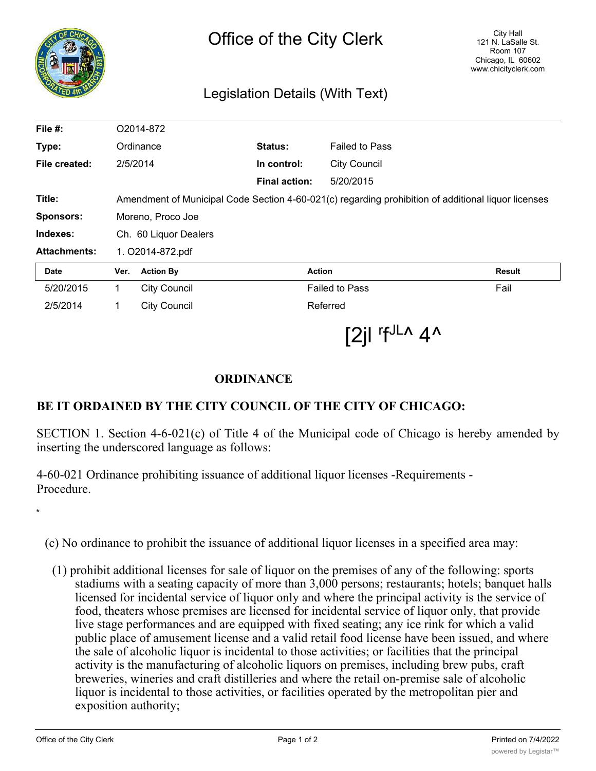# Office of the City Clerk

City Hall
121 N. LaSalle St.
Room 107
Chicago, IL 60602
www.chicityclerk.com

## Legislation Details (With Text)

| | | | |
|---|---|---|---|
| **File #:** | O2014-872 | | |
| **Type:** | Ordinance | **Status:** | Failed to Pass |
| **File created:** | 2/5/2014 | **In control:** | City Council |
| | | **Final action:** | 5/20/2015 |
| **Title:** | Amendment of Municipal Code Section 4-60-021(c) regarding prohibition of additional liquor licenses | | |
| **Sponsors:** | Moreno, Proco Joe | | |
| **Indexes:** | Ch. 60 Liquor Dealers | | |
| **Attachments:** | 1. O2014-872.pdf | | |

| Date | Ver. | Action By | Action | Result |
|---|---|---|---|---|
| 5/20/2015 | 1 | City Council | Failed to Pass | Fail |
| 2/5/2014 | 1 | City Council | Referred | |

[2jl ʳfᴶᴸ^ 4^

**ORDINANCE**

**BE IT ORDAINED BY THE CITY COUNCIL OF THE CITY OF CHICAGO:**

SECTION 1. Section 4-6-021(c) of Title 4 of the Municipal code of Chicago is hereby amended by inserting the underscored language as follows:

4-60-021 Ordinance prohibiting issuance of additional liquor licenses -Requirements - Procedure.

*

(c) No ordinance to prohibit the issuance of additional liquor licenses in a specified area may:

(1) prohibit additional licenses for sale of liquor on the premises of any of the following: sports stadiums with a seating capacity of more than 3,000 persons; restaurants; hotels; banquet halls licensed for incidental service of liquor only and where the principal activity is the service of food, theaters whose premises are licensed for incidental service of liquor only, that provide live stage performances and are equipped with fixed seating; any ice rink for which a valid public place of amusement license and a valid retail food license have been issued, and where the sale of alcoholic liquor is incidental to those activities; or facilities that the principal activity is the manufacturing of alcoholic liquors on premises, including brew pubs, craft breweries, wineries and craft distilleries and where the retail on-premise sale of alcoholic liquor is incidental to those activities, or facilities operated by the metropolitan pier and exposition authority;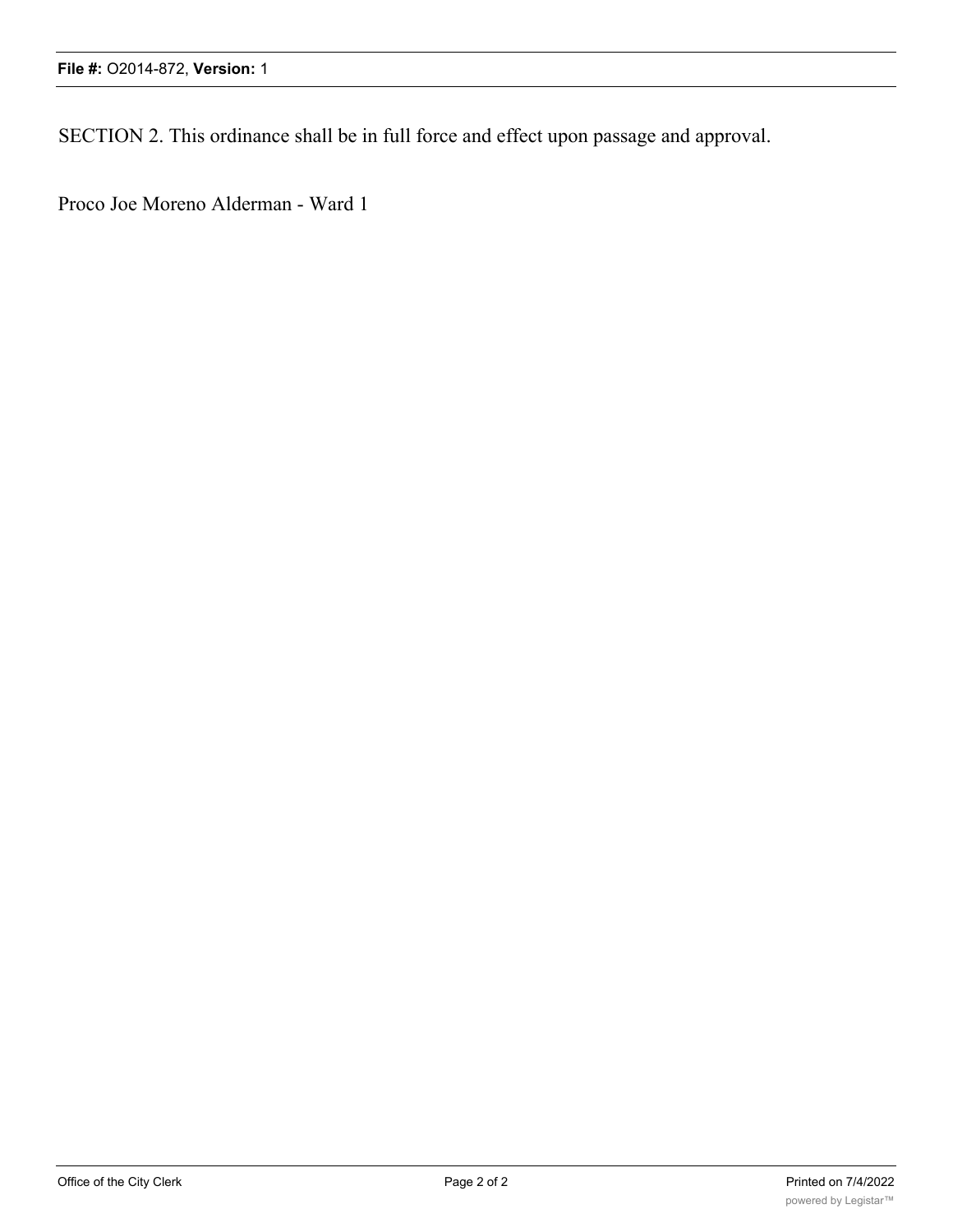SECTION 2. This ordinance shall be in full force and effect upon passage and approval.

Proco Joe Moreno Alderman - Ward 1